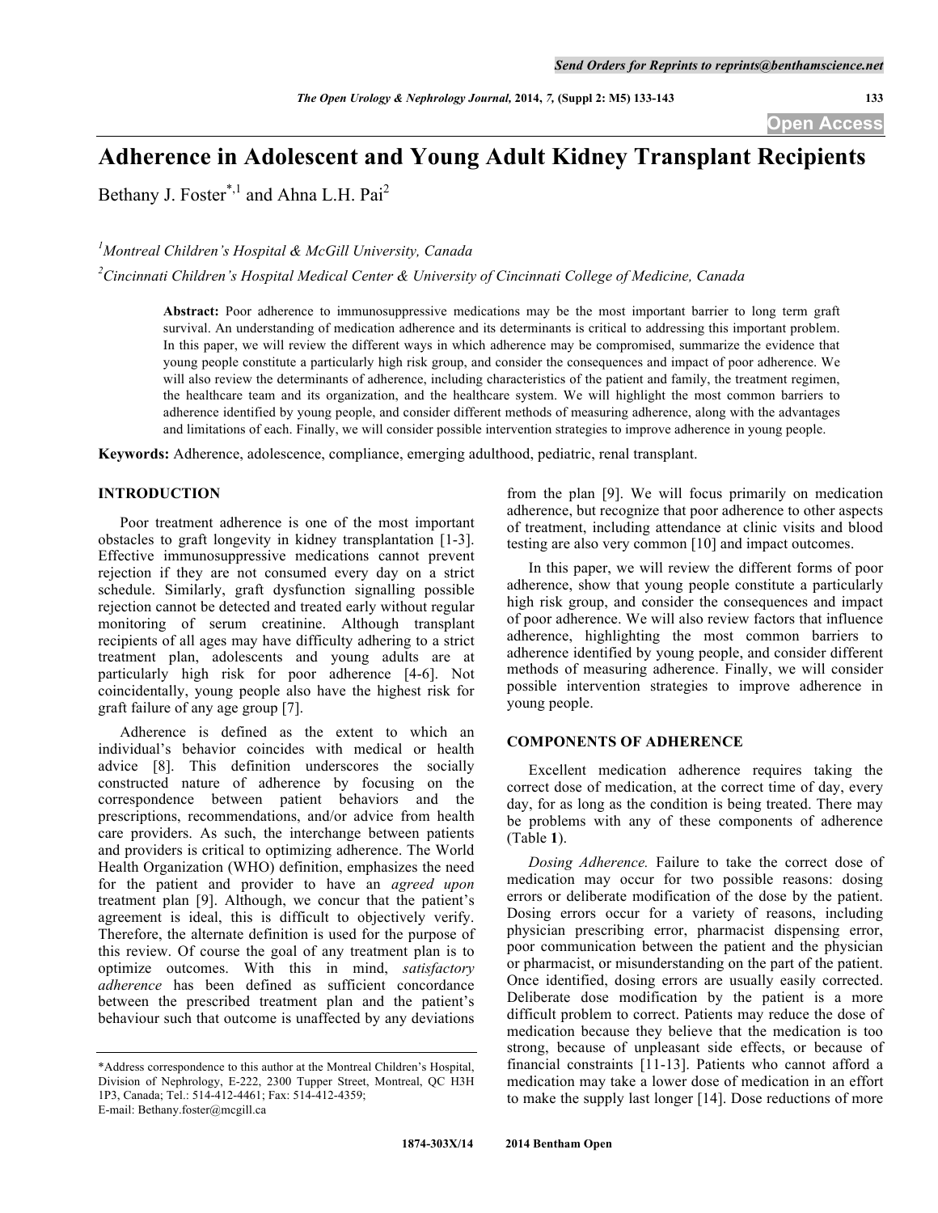# Adherence in Adolescent and Young Adult Kidney Transplant Recipients

Bethany J. Foster[*,1] and Ahna L.H. Pai[2]

[1]*Montreal Children's Hospital & McGill University, Canada*

[2]*Cincinnati Children's Hospital Medical Center & University of Cincinnati College of Medicine, Canada*

**Abstract:** Poor adherence to immunosuppressive medications may be the most important barrier to long term graft survival. An understanding of medication adherence and its determinants is critical to addressing this important problem. In this paper, we will review the different ways in which adherence may be compromised, summarize the evidence that young people constitute a particularly high risk group, and consider the consequences and impact of poor adherence. We will also review the determinants of adherence, including characteristics of the patient and family, the treatment regimen, the healthcare team and its organization, and the healthcare system. We will highlight the most common barriers to adherence identified by young people, and consider different methods of measuring adherence, along with the advantages and limitations of each. Finally, we will consider possible intervention strategies to improve adherence in young people.

**Keywords:** Adherence, adolescence, compliance, emerging adulthood, pediatric, renal transplant.

## INTRODUCTION

Poor treatment adherence is one of the most important obstacles to graft longevity in kidney transplantation [1-3]. Effective immunosuppressive medications cannot prevent rejection if they are not consumed every day on a strict schedule. Similarly, graft dysfunction signalling possible rejection cannot be detected and treated early without regular monitoring of serum creatinine. Although transplant recipients of all ages may have difficulty adhering to a strict treatment plan, adolescents and young adults are at particularly high risk for poor adherence [4-6]. Not coincidentally, young people also have the highest risk for graft failure of any age group [7].

Adherence is defined as the extent to which an individual's behavior coincides with medical or health advice [8]. This definition underscores the socially constructed nature of adherence by focusing on the correspondence between patient behaviors and the prescriptions, recommendations, and/or advice from health care providers. As such, the interchange between patients and providers is critical to optimizing adherence. The World Health Organization (WHO) definition, emphasizes the need for the patient and provider to have an *agreed upon* treatment plan [9]. Although, we concur that the patient's agreement is ideal, this is difficult to objectively verify. Therefore, the alternate definition is used for the purpose of this review. Of course the goal of any treatment plan is to optimize outcomes. With this in mind, *satisfactory adherence* has been defined as sufficient concordance between the prescribed treatment plan and the patient's behaviour such that outcome is unaffected by any deviations from the plan [9]. We will focus primarily on medication adherence, but recognize that poor adherence to other aspects of treatment, including attendance at clinic visits and blood testing are also very common [10] and impact outcomes.

In this paper, we will review the different forms of poor adherence, show that young people constitute a particularly high risk group, and consider the consequences and impact of poor adherence. We will also review factors that influence adherence, highlighting the most common barriers to adherence identified by young people, and consider different methods of measuring adherence. Finally, we will consider possible intervention strategies to improve adherence in young people.

## COMPONENTS OF ADHERENCE

Excellent medication adherence requires taking the correct dose of medication, at the correct time of day, every day, for as long as the condition is being treated. There may be problems with any of these components of adherence (Table **1**).

*Dosing Adherence.* Failure to take the correct dose of medication may occur for two possible reasons: dosing errors or deliberate modification of the dose by the patient. Dosing errors occur for a variety of reasons, including physician prescribing error, pharmacist dispensing error, poor communication between the patient and the physician or pharmacist, or misunderstanding on the part of the patient. Once identified, dosing errors are usually easily corrected. Deliberate dose modification by the patient is a more difficult problem to correct. Patients may reduce the dose of medication because they believe that the medication is too strong, because of unpleasant side effects, or because of financial constraints [11-13]. Patients who cannot afford a medication may take a lower dose of medication in an effort to make the supply last longer [14]. Dose reductions of more

*Address correspondence to this author at the Montreal Children's Hospital, Division of Nephrology, E-222, 2300 Tupper Street, Montreal, QC H3H 1P3, Canada; Tel.: 514-412-4461; Fax: 514-412-4359; E-mail: Bethany.foster@mcgill.ca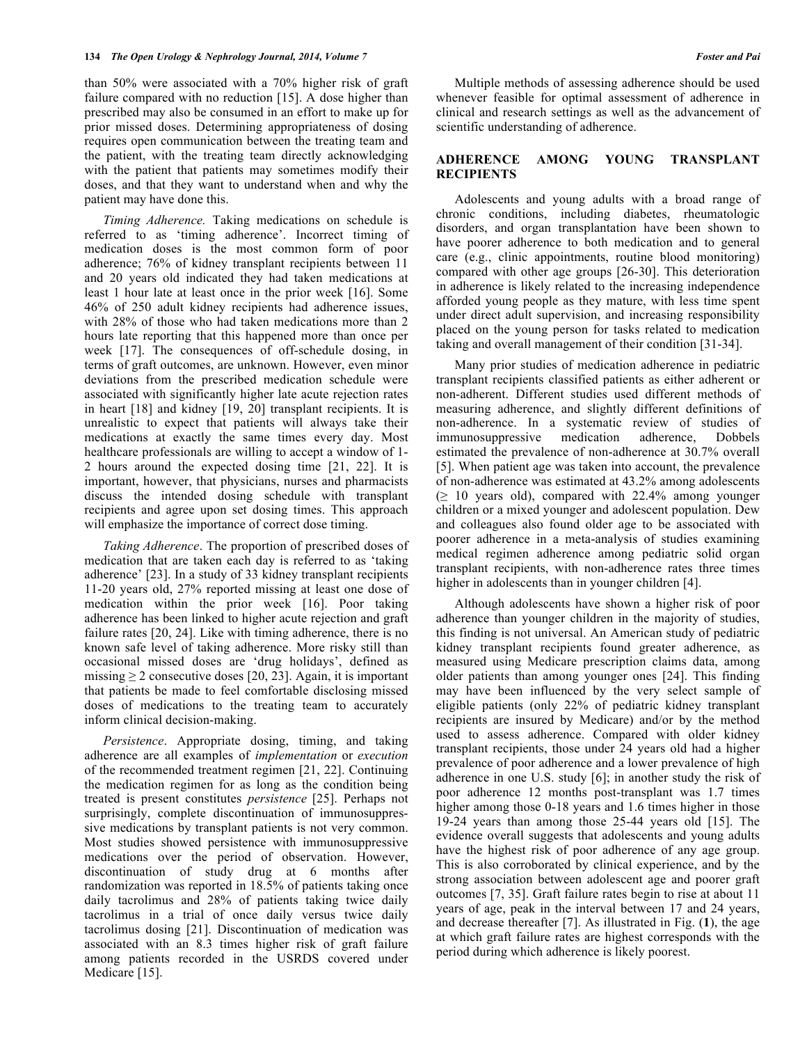than 50% were associated with a 70% higher risk of graft failure compared with no reduction [15]. A dose higher than prescribed may also be consumed in an effort to make up for prior missed doses. Determining appropriateness of dosing requires open communication between the treating team and the patient, with the treating team directly acknowledging with the patient that patients may sometimes modify their doses, and that they want to understand when and why the patient may have done this.

*Timing Adherence.* Taking medications on schedule is referred to as 'timing adherence'. Incorrect timing of medication doses is the most common form of poor adherence; 76% of kidney transplant recipients between 11 and 20 years old indicated they had taken medications at least 1 hour late at least once in the prior week [16]. Some 46% of 250 adult kidney recipients had adherence issues, with 28% of those who had taken medications more than 2 hours late reporting that this happened more than once per week [17]. The consequences of off-schedule dosing, in terms of graft outcomes, are unknown. However, even minor deviations from the prescribed medication schedule were associated with significantly higher late acute rejection rates in heart [18] and kidney [19, 20] transplant recipients. It is unrealistic to expect that patients will always take their medications at exactly the same times every day. Most healthcare professionals are willing to accept a window of 1-2 hours around the expected dosing time [21, 22]. It is important, however, that physicians, nurses and pharmacists discuss the intended dosing schedule with transplant recipients and agree upon set dosing times. This approach will emphasize the importance of correct dose timing.

*Taking Adherence*. The proportion of prescribed doses of medication that are taken each day is referred to as 'taking adherence' [23]. In a study of 33 kidney transplant recipients 11-20 years old, 27% reported missing at least one dose of medication within the prior week [16]. Poor taking adherence has been linked to higher acute rejection and graft failure rates [20, 24]. Like with timing adherence, there is no known safe level of taking adherence. More risky still than occasional missed doses are 'drug holidays', defined as missing ≥ 2 consecutive doses [20, 23]. Again, it is important that patients be made to feel comfortable disclosing missed doses of medications to the treating team to accurately inform clinical decision-making.

*Persistence*. Appropriate dosing, timing, and taking adherence are all examples of *implementation* or *execution* of the recommended treatment regimen [21, 22]. Continuing the medication regimen for as long as the condition being treated is present constitutes *persistence* [25]. Perhaps not surprisingly, complete discontinuation of immunosuppressive medications by transplant patients is not very common. Most studies showed persistence with immunosuppressive medications over the period of observation. However, discontinuation of study drug at 6 months after randomization was reported in 18.5% of patients taking once daily tacrolimus and 28% of patients taking twice daily tacrolimus in a trial of once daily versus twice daily tacrolimus dosing [21]. Discontinuation of medication was associated with an 8.3 times higher risk of graft failure among patients recorded in the USRDS covered under Medicare [15].

Multiple methods of assessing adherence should be used whenever feasible for optimal assessment of adherence in clinical and research settings as well as the advancement of scientific understanding of adherence.

## ADHERENCE AMONG YOUNG TRANSPLANT RECIPIENTS

Adolescents and young adults with a broad range of chronic conditions, including diabetes, rheumatologic disorders, and organ transplantation have been shown to have poorer adherence to both medication and to general care (e.g., clinic appointments, routine blood monitoring) compared with other age groups [26-30]. This deterioration in adherence is likely related to the increasing independence afforded young people as they mature, with less time spent under direct adult supervision, and increasing responsibility placed on the young person for tasks related to medication taking and overall management of their condition [31-34].

Many prior studies of medication adherence in pediatric transplant recipients classified patients as either adherent or non-adherent. Different studies used different methods of measuring adherence, and slightly different definitions of non-adherence. In a systematic review of studies of immunosuppressive medication adherence, Dobbels estimated the prevalence of non-adherence at 30.7% overall [5]. When patient age was taken into account, the prevalence of non-adherence was estimated at 43.2% among adolescents (≥ 10 years old), compared with 22.4% among younger children or a mixed younger and adolescent population. Dew and colleagues also found older age to be associated with poorer adherence in a meta-analysis of studies examining medical regimen adherence among pediatric solid organ transplant recipients, with non-adherence rates three times higher in adolescents than in younger children [4].

Although adolescents have shown a higher risk of poor adherence than younger children in the majority of studies, this finding is not universal. An American study of pediatric kidney transplant recipients found greater adherence, as measured using Medicare prescription claims data, among older patients than among younger ones [24]. This finding may have been influenced by the very select sample of eligible patients (only 22% of pediatric kidney transplant recipients are insured by Medicare) and/or by the method used to assess adherence. Compared with older kidney transplant recipients, those under 24 years old had a higher prevalence of poor adherence and a lower prevalence of high adherence in one U.S. study [6]; in another study the risk of poor adherence 12 months post-transplant was 1.7 times higher among those 0-18 years and 1.6 times higher in those 19-24 years than among those 25-44 years old [15]. The evidence overall suggests that adolescents and young adults have the highest risk of poor adherence of any age group. This is also corroborated by clinical experience, and by the strong association between adolescent age and poorer graft outcomes [7, 35]. Graft failure rates begin to rise at about 11 years of age, peak in the interval between 17 and 24 years, and decrease thereafter [7]. As illustrated in Fig. (**1**), the age at which graft failure rates are highest corresponds with the period during which adherence is likely poorest.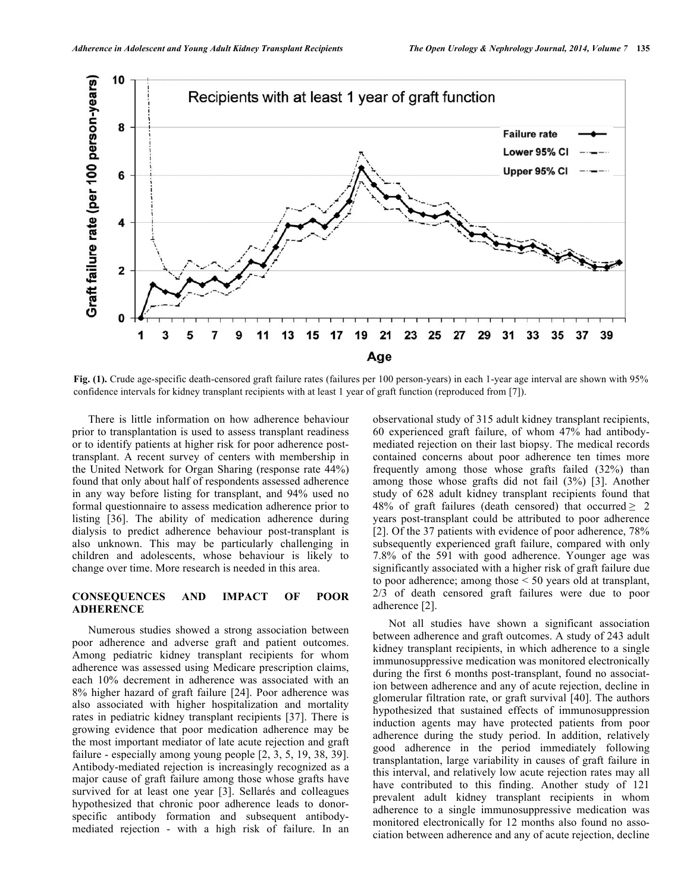Recipients with at least 1 year of graft function

Graft failure rate (per 100 person-years)

0
2
4
6
8
10

Failure rate
Lower 95% CI
Upper 95% CI

1 3 5 7 9 11 13 15 17 19 21 23 25 27 29 31 33 35 37 39

Age

**Fig. (1).** Crude age-specific death-censored graft failure rates (failures per 100 person-years) in each 1-year age interval are shown with 95% confidence intervals for kidney transplant recipients with at least 1 year of graft function (reproduced from [7]).

There is little information on how adherence behaviour prior to transplantation is used to assess transplant readiness or to identify patients at higher risk for poor adherence post-transplant. A recent survey of centers with membership in the United Network for Organ Sharing (response rate 44%) found that only about half of respondents assessed adherence in any way before listing for transplant, and 94% used no formal questionnaire to assess medication adherence prior to listing [36]. The ability of medication adherence during dialysis to predict adherence behaviour post-transplant is also unknown. This may be particularly challenging in children and adolescents, whose behaviour is likely to change over time. More research is needed in this area.

## CONSEQUENCES AND IMPACT OF POOR ADHERENCE

Numerous studies showed a strong association between poor adherence and adverse graft and patient outcomes. Among pediatric kidney transplant recipients for whom adherence was assessed using Medicare prescription claims, each 10% decrement in adherence was associated with an 8% higher hazard of graft failure [24]. Poor adherence was also associated with higher hospitalization and mortality rates in pediatric kidney transplant recipients [37]. There is growing evidence that poor medication adherence may be the most important mediator of late acute rejection and graft failure - especially among young people [2, 3, 5, 19, 38, 39]. Antibody-mediated rejection is increasingly recognized as a major cause of graft failure among those whose grafts have survived for at least one year [3]. Sellarés and colleagues hypothesized that chronic poor adherence leads to donor-specific antibody formation and subsequent antibody-mediated rejection - with a high risk of failure. In an observational study of 315 adult kidney transplant recipients, 60 experienced graft failure, of whom 47% had antibody-mediated rejection on their last biopsy. The medical records contained concerns about poor adherence ten times more frequently among those whose grafts failed (32%) than among those whose grafts did not fail (3%) [3]. Another study of 628 adult kidney transplant recipients found that 48% of graft failures (death censored) that occurred $\geq$ 2 years post-transplant could be attributed to poor adherence [2]. Of the 37 patients with evidence of poor adherence, 78% subsequently experienced graft failure, compared with only 7.8% of the 591 with good adherence. Younger age was significantly associated with a higher risk of graft failure due to poor adherence; among those < 50 years old at transplant, 2/3 of death censored graft failures were due to poor adherence [2].

Not all studies have shown a significant association between adherence and graft outcomes. A study of 243 adult kidney transplant recipients, in which adherence to a single immunosuppressive medication was monitored electronically during the first 6 months post-transplant, found no association between adherence and any of acute rejection, decline in glomerular filtration rate, or graft survival [40]. The authors hypothesized that sustained effects of immunosuppression induction agents may have protected patients from poor adherence during the study period. In addition, relatively good adherence in the period immediately following transplantation, large variability in causes of graft failure in this interval, and relatively low acute rejection rates may all have contributed to this finding. Another study of 121 prevalent adult kidney transplant recipients in whom adherence to a single immunosuppressive medication was monitored electronically for 12 months also found no association between adherence and any of acute rejection, decline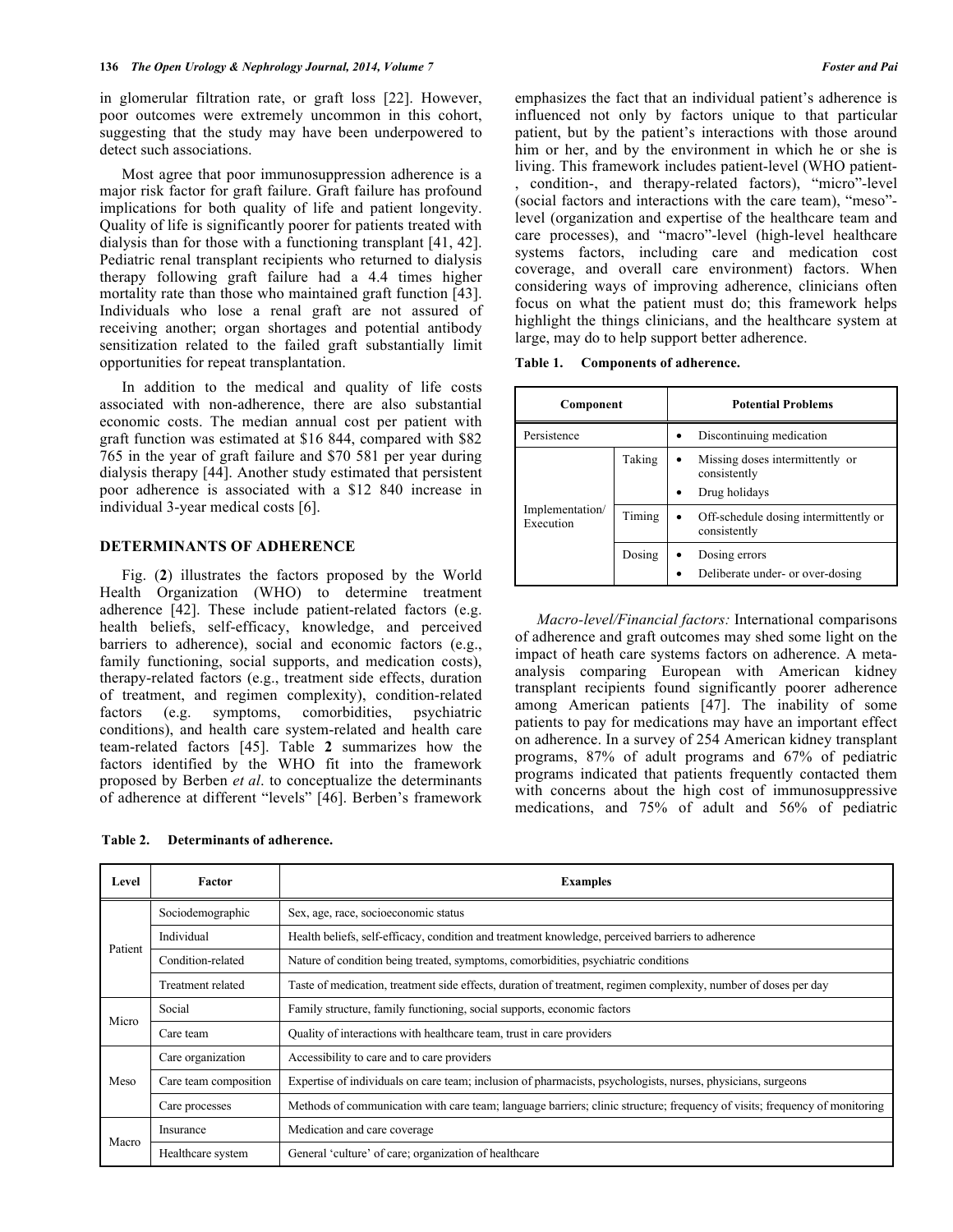in glomerular filtration rate, or graft loss [22]. However, poor outcomes were extremely uncommon in this cohort, suggesting that the study may have been underpowered to detect such associations.

Most agree that poor immunosuppression adherence is a major risk factor for graft failure. Graft failure has profound implications for both quality of life and patient longevity. Quality of life is significantly poorer for patients treated with dialysis than for those with a functioning transplant [41, 42]. Pediatric renal transplant recipients who returned to dialysis therapy following graft failure had a 4.4 times higher mortality rate than those who maintained graft function [43]. Individuals who lose a renal graft are not assured of receiving another; organ shortages and potential antibody sensitization related to the failed graft substantially limit opportunities for repeat transplantation.

In addition to the medical and quality of life costs associated with non-adherence, there are also substantial economic costs. The median annual cost per patient with graft function was estimated at $16 844, compared with $82 765 in the year of graft failure and $70 581 per year during dialysis therapy [44]. Another study estimated that persistent poor adherence is associated with a $12 840 increase in individual 3-year medical costs [6].

## DETERMINANTS OF ADHERENCE

Fig. (**2**) illustrates the factors proposed by the World Health Organization (WHO) to determine treatment adherence [42]. These include patient-related factors (e.g. health beliefs, self-efficacy, knowledge, and perceived barriers to adherence), social and economic factors (e.g., family functioning, social supports, and medication costs), therapy-related factors (e.g., treatment side effects, duration of treatment, and regimen complexity), condition-related factors (e.g. symptoms, comorbidities, psychiatric conditions), and health care system-related and health care team-related factors [45]. Table **2** summarizes how the factors identified by the WHO fit into the framework proposed by Berben *et al*. to conceptualize the determinants of adherence at different "levels" [46]. Berben's framework emphasizes the fact that an individual patient's adherence is influenced not only by factors unique to that particular patient, but by the patient's interactions with those around him or her, and by the environment in which he or she is living. This framework includes patient-level (WHO patient-, condition-, and therapy-related factors), "micro"-level (social factors and interactions with the care team), "meso"-level (organization and expertise of the healthcare team and care processes), and "macro"-level (high-level healthcare systems factors, including care and medication cost coverage, and overall care environment) factors. When considering ways of improving adherence, clinicians often focus on what the patient must do; this framework helps highlight the things clinicians, and the healthcare system at large, may do to help support better adherence.

**Table 1. Components of adherence.**

| Component | | Potential Problems |
|---|---|---|
| Persistence | | • Discontinuing medication |
| Implementation/ Execution | Taking | • Missing doses intermittently or consistently<br>• Drug holidays |
| | Timing | • Off-schedule dosing intermittently or consistently |
| | Dosing | • Dosing errors<br>• Deliberate under- or over-dosing |

*Macro-level/Financial factors:* International comparisons of adherence and graft outcomes may shed some light on the impact of heath care systems factors on adherence. A meta-analysis comparing European with American kidney transplant recipients found significantly poorer adherence among American patients [47]. The inability of some patients to pay for medications may have an important effect on adherence. In a survey of 254 American kidney transplant programs, 87% of adult programs and 67% of pediatric programs indicated that patients frequently contacted them with concerns about the high cost of immunosuppressive medications, and 75% of adult and 56% of pediatric

**Table 2. Determinants of adherence.**

| Level | Factor | Examples |
|---|---|---|
| Patient | Sociodemographic | Sex, age, race, socioeconomic status |
| | Individual | Health beliefs, self-efficacy, condition and treatment knowledge, perceived barriers to adherence |
| | Condition-related | Nature of condition being treated, symptoms, comorbidities, psychiatric conditions |
| | Treatment related | Taste of medication, treatment side effects, duration of treatment, regimen complexity, number of doses per day |
| Micro | Social | Family structure, family functioning, social supports, economic factors |
| | Care team | Quality of interactions with healthcare team, trust in care providers |
| Meso | Care organization | Accessibility to care and to care providers |
| | Care team composition | Expertise of individuals on care team; inclusion of pharmacists, psychologists, nurses, physicians, surgeons |
| | Care processes | Methods of communication with care team; language barriers; clinic structure; frequency of visits; frequency of monitoring |
| Macro | Insurance | Medication and care coverage |
| | Healthcare system | General 'culture' of care; organization of healthcare |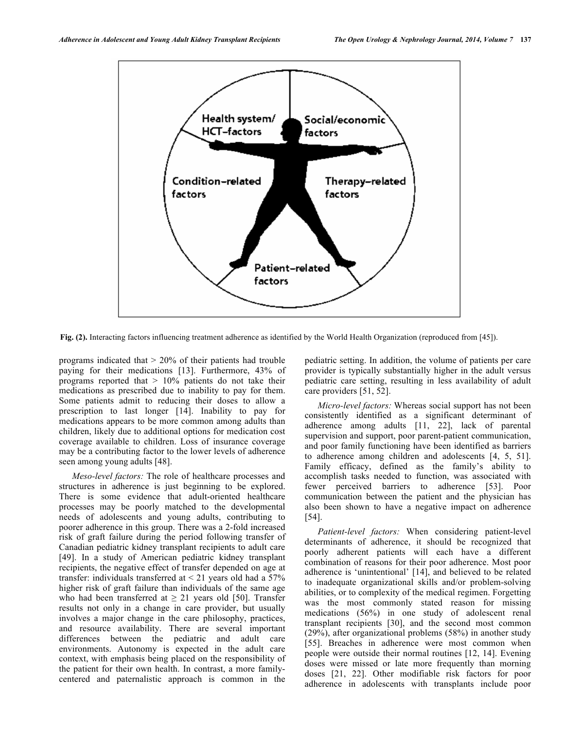Health system/ HCT–factors

Social/economic factors

Condition–related factors

Therapy–related factors

Patient–related factors

**Fig. (2).** Interacting factors influencing treatment adherence as identified by the World Health Organization (reproduced from [45]).

programs indicated that > 20% of their patients had trouble paying for their medications [13]. Furthermore, 43% of programs reported that > 10% patients do not take their medications as prescribed due to inability to pay for them. Some patients admit to reducing their doses to allow a prescription to last longer [14]. Inability to pay for medications appears to be more common among adults than children, likely due to additional options for medication cost coverage available to children. Loss of insurance coverage may be a contributing factor to the lower levels of adherence seen among young adults [48].

*Meso-level factors:* The role of healthcare processes and structures in adherence is just beginning to be explored. There is some evidence that adult-oriented healthcare processes may be poorly matched to the developmental needs of adolescents and young adults, contributing to poorer adherence in this group. There was a 2-fold increased risk of graft failure during the period following transfer of Canadian pediatric kidney transplant recipients to adult care [49]. In a study of American pediatric kidney transplant recipients, the negative effect of transfer depended on age at transfer: individuals transferred at < 21 years old had a 57% higher risk of graft failure than individuals of the same age who had been transferred at ≥ 21 years old [50]. Transfer results not only in a change in care provider, but usually involves a major change in the care philosophy, practices, and resource availability. There are several important differences between the pediatric and adult care environments. Autonomy is expected in the adult care context, with emphasis being placed on the responsibility of the patient for their own health. In contrast, a more family-centered and paternalistic approach is common in the pediatric setting. In addition, the volume of patients per care provider is typically substantially higher in the adult versus pediatric care setting, resulting in less availability of adult care providers [51, 52].

*Micro-level factors:* Whereas social support has not been consistently identified as a significant determinant of adherence among adults [11, 22], lack of parental supervision and support, poor parent-patient communication, and poor family functioning have been identified as barriers to adherence among children and adolescents [4, 5, 51]. Family efficacy, defined as the family's ability to accomplish tasks needed to function, was associated with fewer perceived barriers to adherence [53]. Poor communication between the patient and the physician has also been shown to have a negative impact on adherence [54].

*Patient-level factors:* When considering patient-level determinants of adherence, it should be recognized that poorly adherent patients will each have a different combination of reasons for their poor adherence. Most poor adherence is 'unintentional' [14], and believed to be related to inadequate organizational skills and/or problem-solving abilities, or to complexity of the medical regimen. Forgetting was the most commonly stated reason for missing medications (56%) in one study of adolescent renal transplant recipients [30], and the second most common (29%), after organizational problems (58%) in another study [55]. Breaches in adherence were most common when people were outside their normal routines [12, 14]. Evening doses were missed or late more frequently than morning doses [21, 22]. Other modifiable risk factors for poor adherence in adolescents with transplants include poor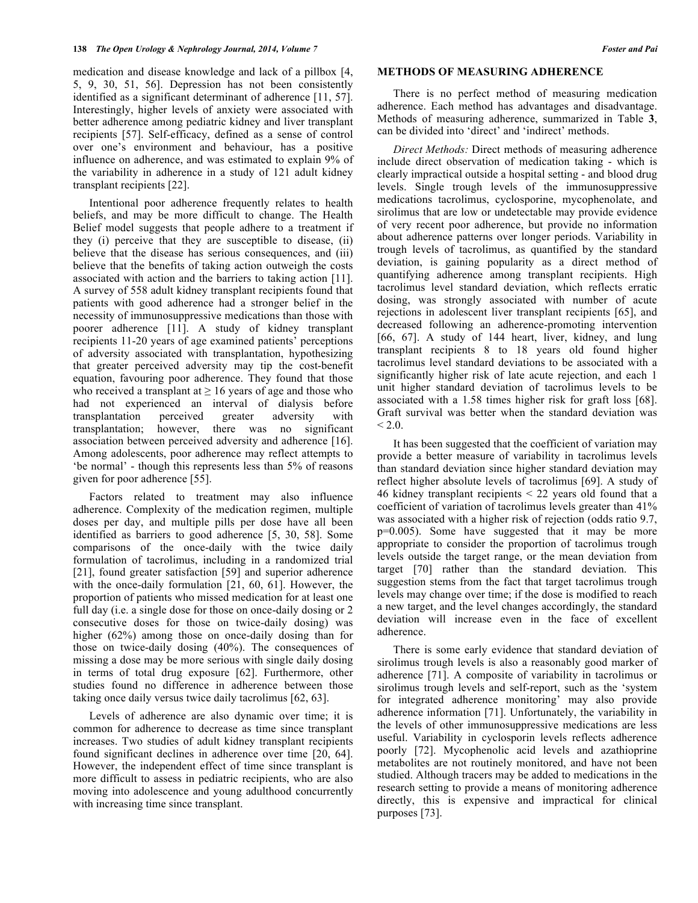medication and disease knowledge and lack of a pillbox [4, 5, 9, 30, 51, 56]. Depression has not been consistently identified as a significant determinant of adherence [11, 57]. Interestingly, higher levels of anxiety were associated with better adherence among pediatric kidney and liver transplant recipients [57]. Self-efficacy, defined as a sense of control over one's environment and behaviour, has a positive influence on adherence, and was estimated to explain 9% of the variability in adherence in a study of 121 adult kidney transplant recipients [22].

Intentional poor adherence frequently relates to health beliefs, and may be more difficult to change. The Health Belief model suggests that people adhere to a treatment if they (i) perceive that they are susceptible to disease, (ii) believe that the disease has serious consequences, and (iii) believe that the benefits of taking action outweigh the costs associated with action and the barriers to taking action [11]. A survey of 558 adult kidney transplant recipients found that patients with good adherence had a stronger belief in the necessity of immunosuppressive medications than those with poorer adherence [11]. A study of kidney transplant recipients 11-20 years of age examined patients' perceptions of adversity associated with transplantation, hypothesizing that greater perceived adversity may tip the cost-benefit equation, favouring poor adherence. They found that those who received a transplant at ≥ 16 years of age and those who had not experienced an interval of dialysis before transplantation perceived greater adversity with transplantation; however, there was no significant association between perceived adversity and adherence [16]. Among adolescents, poor adherence may reflect attempts to 'be normal' - though this represents less than 5% of reasons given for poor adherence [55].

Factors related to treatment may also influence adherence. Complexity of the medication regimen, multiple doses per day, and multiple pills per dose have all been identified as barriers to good adherence [5, 30, 58]. Some comparisons of the once-daily with the twice daily formulation of tacrolimus, including in a randomized trial [21], found greater satisfaction [59] and superior adherence with the once-daily formulation [21, 60, 61]. However, the proportion of patients who missed medication for at least one full day (i.e. a single dose for those on once-daily dosing or 2 consecutive doses for those on twice-daily dosing) was higher (62%) among those on once-daily dosing than for those on twice-daily dosing (40%). The consequences of missing a dose may be more serious with single daily dosing in terms of total drug exposure [62]. Furthermore, other studies found no difference in adherence between those taking once daily versus twice daily tacrolimus [62, 63].

Levels of adherence are also dynamic over time; it is common for adherence to decrease as time since transplant increases. Two studies of adult kidney transplant recipients found significant declines in adherence over time [20, 64]. However, the independent effect of time since transplant is more difficult to assess in pediatric recipients, who are also moving into adolescence and young adulthood concurrently with increasing time since transplant.

## METHODS OF MEASURING ADHERENCE

There is no perfect method of measuring medication adherence. Each method has advantages and disadvantage. Methods of measuring adherence, summarized in Table **3**, can be divided into 'direct' and 'indirect' methods.

*Direct Methods:* Direct methods of measuring adherence include direct observation of medication taking - which is clearly impractical outside a hospital setting - and blood drug levels. Single trough levels of the immunosuppressive medications tacrolimus, cyclosporine, mycophenolate, and sirolimus that are low or undetectable may provide evidence of very recent poor adherence, but provide no information about adherence patterns over longer periods. Variability in trough levels of tacrolimus, as quantified by the standard deviation, is gaining popularity as a direct method of quantifying adherence among transplant recipients. High tacrolimus level standard deviation, which reflects erratic dosing, was strongly associated with number of acute rejections in adolescent liver transplant recipients [65], and decreased following an adherence-promoting intervention [66, 67]. A study of 144 heart, liver, kidney, and lung transplant recipients 8 to 18 years old found higher tacrolimus level standard deviations to be associated with a significantly higher risk of late acute rejection, and each 1 unit higher standard deviation of tacrolimus levels to be associated with a 1.58 times higher risk for graft loss [68]. Graft survival was better when the standard deviation was < 2.0.

It has been suggested that the coefficient of variation may provide a better measure of variability in tacrolimus levels than standard deviation since higher standard deviation may reflect higher absolute levels of tacrolimus [69]. A study of 46 kidney transplant recipients < 22 years old found that a coefficient of variation of tacrolimus levels greater than 41% was associated with a higher risk of rejection (odds ratio 9.7, $p=0.005$). Some have suggested that it may be more appropriate to consider the proportion of tacrolimus trough levels outside the target range, or the mean deviation from target [70] rather than the standard deviation. This suggestion stems from the fact that target tacrolimus trough levels may change over time; if the dose is modified to reach a new target, and the level changes accordingly, the standard deviation will increase even in the face of excellent adherence.

There is some early evidence that standard deviation of sirolimus trough levels is also a reasonably good marker of adherence [71]. A composite of variability in tacrolimus or sirolimus trough levels and self-report, such as the 'system for integrated adherence monitoring' may also provide adherence information [71]. Unfortunately, the variability in the levels of other immunosuppressive medications are less useful. Variability in cyclosporin levels reflects adherence poorly [72]. Mycophenolic acid levels and azathioprine metabolites are not routinely monitored, and have not been studied. Although tracers may be added to medications in the research setting to provide a means of monitoring adherence directly, this is expensive and impractical for clinical purposes [73].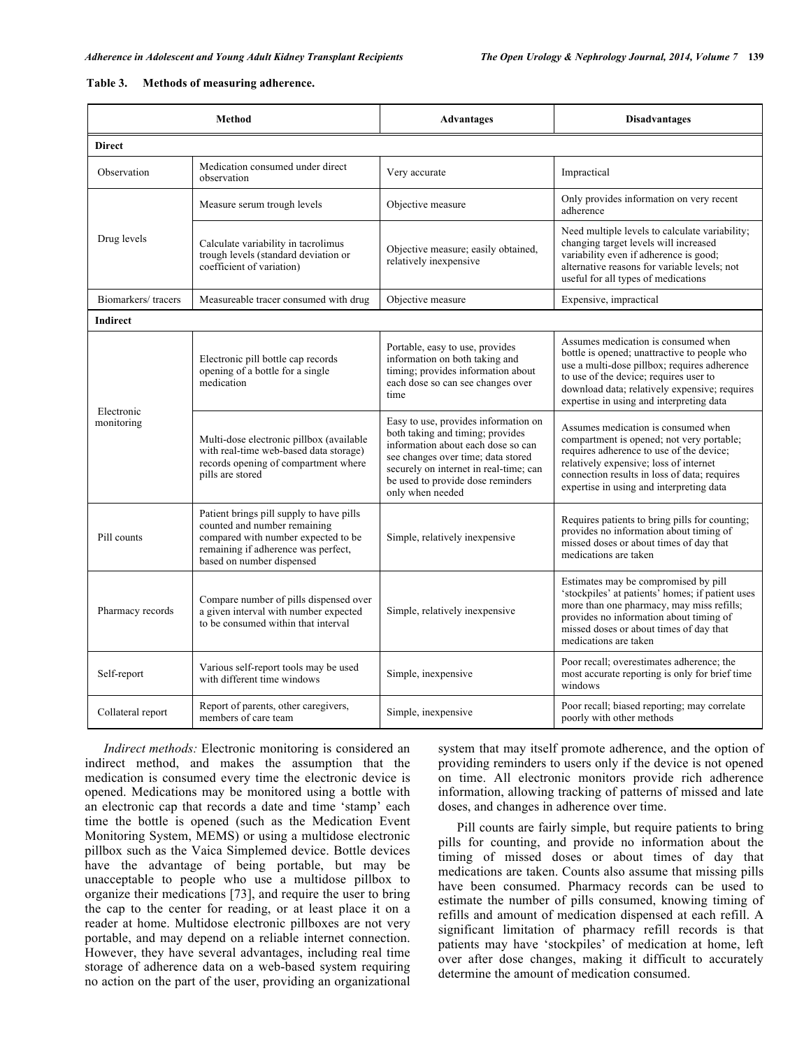**Table 3. Methods of measuring adherence.**

| Method | | Advantages | Disadvantages |
|---|---|---|---|
| **Direct** | | | |
| Observation | Medication consumed under direct observation | Very accurate | Impractical |
| Drug levels | Measure serum trough levels | Objective measure | Only provides information on very recent adherence |
| | Calculate variability in tacrolimus trough levels (standard deviation or coefficient of variation) | Objective measure; easily obtained, relatively inexpensive | Need multiple levels to calculate variability; changing target levels will increased variability even if adherence is good; alternative reasons for variable levels; not useful for all types of medications |
| Biomarkers/ tracers | Measureable tracer consumed with drug | Objective measure | Expensive, impractical |
| **Indirect** | | | |
| Electronic monitoring | Electronic pill bottle cap records opening of a bottle for a single medication | Portable, easy to use, provides information on both taking and timing; provides information about each dose so can see changes over time | Assumes medication is consumed when bottle is opened; unattractive to people who use a multi-dose pillbox; requires adherence to use of the device; requires user to download data; relatively expensive; requires expertise in using and interpreting data |
| | Multi-dose electronic pillbox (available with real-time web-based data storage) records opening of compartment where pills are stored | Easy to use, provides information on both taking and timing; provides information about each dose so can see changes over time; data stored securely on internet in real-time; can be used to provide dose reminders only when needed | Assumes medication is consumed when compartment is opened; not very portable; requires adherence to use of the device; relatively expensive; loss of internet connection results in loss of data; requires expertise in using and interpreting data |
| Pill counts | Patient brings pill supply to have pills counted and number remaining compared with number expected to be remaining if adherence was perfect, based on number dispensed | Simple, relatively inexpensive | Requires patients to bring pills for counting; provides no information about timing of missed doses or about times of day that medications are taken |
| Pharmacy records | Compare number of pills dispensed over a given interval with number expected to be consumed within that interval | Simple, relatively inexpensive | Estimates may be compromised by pill 'stockpiles' at patients' homes; if patient uses more than one pharmacy, may miss refills; provides no information about timing of missed doses or about times of day that medications are taken |
| Self-report | Various self-report tools may be used with different time windows | Simple, inexpensive | Poor recall; overestimates adherence; the most accurate reporting is only for brief time windows |
| Collateral report | Report of parents, other caregivers, members of care team | Simple, inexpensive | Poor recall; biased reporting; may correlate poorly with other methods |

*Indirect methods:* Electronic monitoring is considered an indirect method, and makes the assumption that the medication is consumed every time the electronic device is opened. Medications may be monitored using a bottle with an electronic cap that records a date and time 'stamp' each time the bottle is opened (such as the Medication Event Monitoring System, MEMS) or using a multidose electronic pillbox such as the Vaica Simplemed device. Bottle devices have the advantage of being portable, but may be unacceptable to people who use a multidose pillbox to organize their medications [73], and require the user to bring the cap to the center for reading, or at least place it on a reader at home. Multidose electronic pillboxes are not very portable, and may depend on a reliable internet connection. However, they have several advantages, including real time storage of adherence data on a web-based system requiring no action on the part of the user, providing an organizational system that may itself promote adherence, and the option of providing reminders to users only if the device is not opened on time. All electronic monitors provide rich adherence information, allowing tracking of patterns of missed and late doses, and changes in adherence over time.

Pill counts are fairly simple, but require patients to bring pills for counting, and provide no information about the timing of missed doses or about times of day that medications are taken. Counts also assume that missing pills have been consumed. Pharmacy records can be used to estimate the number of pills consumed, knowing timing of refills and amount of medication dispensed at each refill. A significant limitation of pharmacy refill records is that patients may have 'stockpiles' of medication at home, left over after dose changes, making it difficult to accurately determine the amount of medication consumed.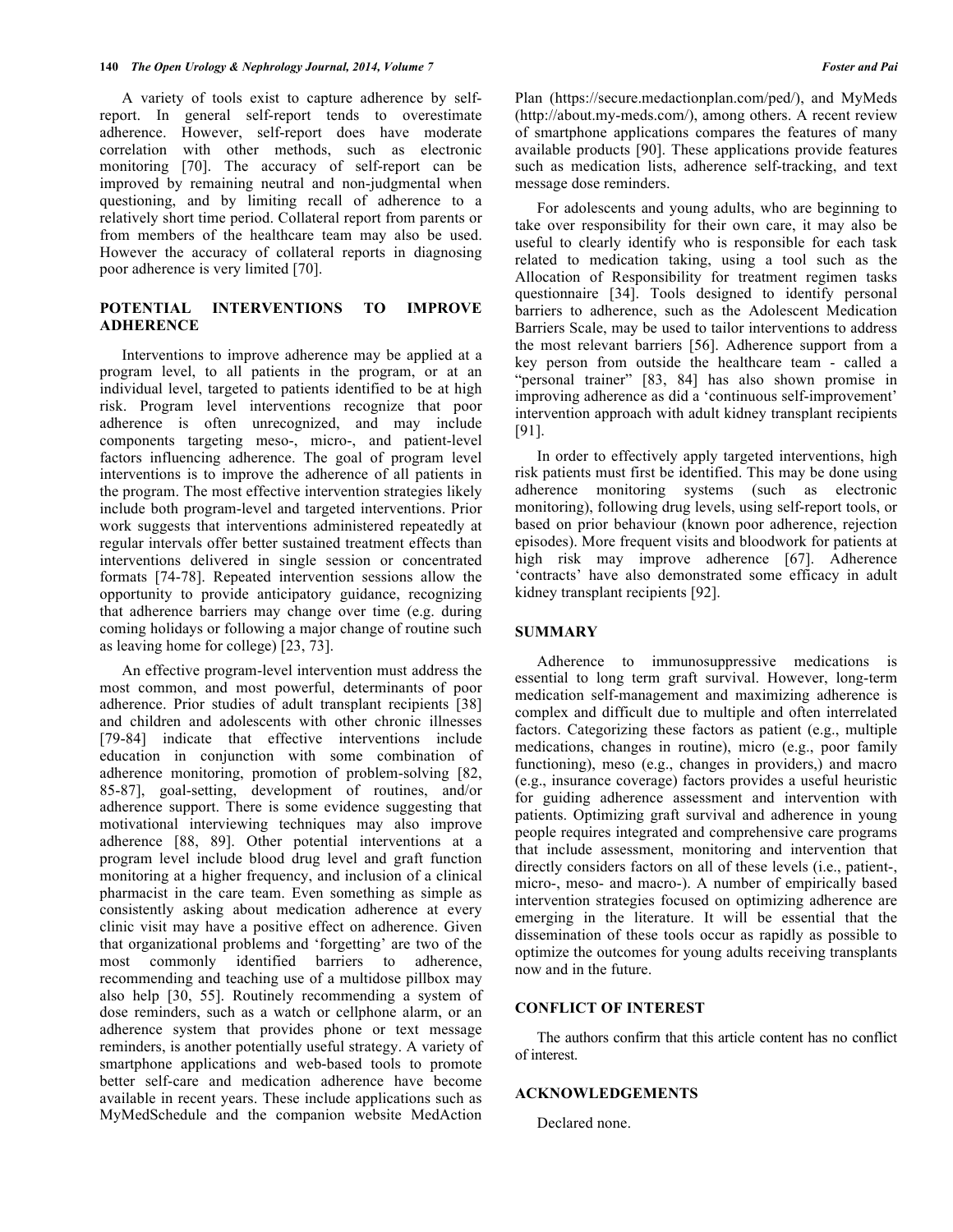A variety of tools exist to capture adherence by self-report. In general self-report tends to overestimate adherence. However, self-report does have moderate correlation with other methods, such as electronic monitoring [70]. The accuracy of self-report can be improved by remaining neutral and non-judgmental when questioning, and by limiting recall of adherence to a relatively short time period. Collateral report from parents or from members of the healthcare team may also be used. However the accuracy of collateral reports in diagnosing poor adherence is very limited [70].

## POTENTIAL INTERVENTIONS TO IMPROVE ADHERENCE

Interventions to improve adherence may be applied at a program level, to all patients in the program, or at an individual level, targeted to patients identified to be at high risk. Program level interventions recognize that poor adherence is often unrecognized, and may include components targeting meso-, micro-, and patient-level factors influencing adherence. The goal of program level interventions is to improve the adherence of all patients in the program. The most effective intervention strategies likely include both program-level and targeted interventions. Prior work suggests that interventions administered repeatedly at regular intervals offer better sustained treatment effects than interventions delivered in single session or concentrated formats [74-78]. Repeated intervention sessions allow the opportunity to provide anticipatory guidance, recognizing that adherence barriers may change over time (e.g. during coming holidays or following a major change of routine such as leaving home for college) [23, 73].

An effective program-level intervention must address the most common, and most powerful, determinants of poor adherence. Prior studies of adult transplant recipients [38] and children and adolescents with other chronic illnesses [79-84] indicate that effective interventions include education in conjunction with some combination of adherence monitoring, promotion of problem-solving [82, 85-87], goal-setting, development of routines, and/or adherence support. There is some evidence suggesting that motivational interviewing techniques may also improve adherence [88, 89]. Other potential interventions at a program level include blood drug level and graft function monitoring at a higher frequency, and inclusion of a clinical pharmacist in the care team. Even something as simple as consistently asking about medication adherence at every clinic visit may have a positive effect on adherence. Given that organizational problems and 'forgetting' are two of the most commonly identified barriers to adherence, recommending and teaching use of a multidose pillbox may also help [30, 55]. Routinely recommending a system of dose reminders, such as a watch or cellphone alarm, or an adherence system that provides phone or text message reminders, is another potentially useful strategy. A variety of smartphone applications and web-based tools to promote better self-care and medication adherence have become available in recent years. These include applications such as MyMedSchedule and the companion website MedAction Plan (https://secure.medactionplan.com/ped/), and MyMeds (http://about.my-meds.com/), among others. A recent review of smartphone applications compares the features of many available products [90]. These applications provide features such as medication lists, adherence self-tracking, and text message dose reminders.

For adolescents and young adults, who are beginning to take over responsibility for their own care, it may also be useful to clearly identify who is responsible for each task related to medication taking, using a tool such as the Allocation of Responsibility for treatment regimen tasks questionnaire [34]. Tools designed to identify personal barriers to adherence, such as the Adolescent Medication Barriers Scale, may be used to tailor interventions to address the most relevant barriers [56]. Adherence support from a key person from outside the healthcare team - called a "personal trainer" [83, 84] has also shown promise in improving adherence as did a 'continuous self-improvement' intervention approach with adult kidney transplant recipients [91].

In order to effectively apply targeted interventions, high risk patients must first be identified. This may be done using adherence monitoring systems (such as electronic monitoring), following drug levels, using self-report tools, or based on prior behaviour (known poor adherence, rejection episodes). More frequent visits and bloodwork for patients at high risk may improve adherence [67]. Adherence 'contracts' have also demonstrated some efficacy in adult kidney transplant recipients [92].

## SUMMARY

Adherence to immunosuppressive medications is essential to long term graft survival. However, long-term medication self-management and maximizing adherence is complex and difficult due to multiple and often interrelated factors. Categorizing these factors as patient (e.g., multiple medications, changes in routine), micro (e.g., poor family functioning), meso (e.g., changes in providers,) and macro (e.g., insurance coverage) factors provides a useful heuristic for guiding adherence assessment and intervention with patients. Optimizing graft survival and adherence in young people requires integrated and comprehensive care programs that include assessment, monitoring and intervention that directly considers factors on all of these levels (i.e., patient-, micro-, meso- and macro-). A number of empirically based intervention strategies focused on optimizing adherence are emerging in the literature. It will be essential that the dissemination of these tools occur as rapidly as possible to optimize the outcomes for young adults receiving transplants now and in the future.

## CONFLICT OF INTEREST

The authors confirm that this article content has no conflict of interest.

## ACKNOWLEDGEMENTS

Declared none.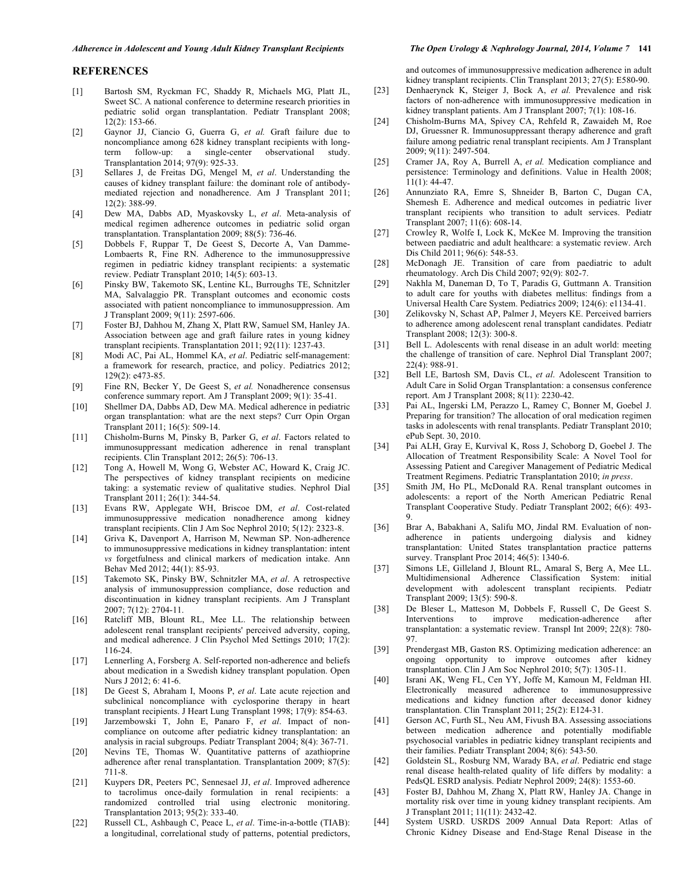## REFERENCES

[1] Bartosh SM, Ryckman FC, Shaddy R, Michaels MG, Platt JL, Sweet SC. A national conference to determine research priorities in pediatric solid organ transplantation. Pediatr Transplant 2008; 12(2): 153-66.

[2] Gaynor JJ, Ciancio G, Guerra G, *et al.* Graft failure due to noncompliance among 628 kidney transplant recipients with long-term follow-up: a single-center observational study. Transplantation 2014; 97(9): 925-33.

[3] Sellares J, de Freitas DG, Mengel M, *et al*. Understanding the causes of kidney transplant failure: the dominant role of antibody-mediated rejection and nonadherence. Am J Transplant 2011; 12(2): 388-99.

[4] Dew MA, Dabbs AD, Myaskovsky L, *et al*. Meta-analysis of medical regimen adherence outcomes in pediatric solid organ transplantation. Transplantation 2009; 88(5): 736-46.

[5] Dobbels F, Ruppar T, De Geest S, Decorte A, Van Damme-Lombaerts R, Fine RN. Adherence to the immunosuppressive regimen in pediatric kidney transplant recipients: a systematic review. Pediatr Transplant 2010; 14(5): 603-13.

[6] Pinsky BW, Takemoto SK, Lentine KL, Burroughs TE, Schnitzler MA, Salvalaggio PR. Transplant outcomes and economic costs associated with patient noncompliance to immunosuppression. Am J Transplant 2009; 9(11): 2597-606.

[7] Foster BJ, Dahhou M, Zhang X, Platt RW, Samuel SM, Hanley JA. Association between age and graft failure rates in young kidney transplant recipients. Transplantation 2011; 92(11): 1237-43.

[8] Modi AC, Pai AL, Hommel KA, *et al*. Pediatric self-management: a framework for research, practice, and policy. Pediatrics 2012; 129(2): e473-85.

[9] Fine RN, Becker Y, De Geest S, *et al.* Nonadherence consensus conference summary report. Am J Transplant 2009; 9(1): 35-41.

[10] Shellmer DA, Dabbs AD, Dew MA. Medical adherence in pediatric organ transplantation: what are the next steps? Curr Opin Organ Transplant 2011; 16(5): 509-14.

[11] Chisholm-Burns M, Pinsky B, Parker G, *et al*. Factors related to immunosuppressant medication adherence in renal transplant recipients. Clin Transplant 2012; 26(5): 706-13.

[12] Tong A, Howell M, Wong G, Webster AC, Howard K, Craig JC. The perspectives of kidney transplant recipients on medicine taking: a systematic review of qualitative studies. Nephrol Dial Transplant 2011; 26(1): 344-54.

[13] Evans RW, Applegate WH, Briscoe DM, *et al*. Cost-related immunosuppressive medication nonadherence among kidney transplant recipients. Clin J Am Soc Nephrol 2010; 5(12): 2323-8.

[14] Griva K, Davenport A, Harrison M, Newman SP. Non-adherence to immunosuppressive medications in kidney transplantation: intent *vs* forgetfulness and clinical markers of medication intake. Ann Behav Med 2012; 44(1): 85-93.

[15] Takemoto SK, Pinsky BW, Schnitzler MA, *et al*. A retrospective analysis of immunosuppression compliance, dose reduction and discontinuation in kidney transplant recipients. Am J Transplant 2007; 7(12): 2704-11.

[16] Ratcliff MB, Blount RL, Mee LL. The relationship between adolescent renal transplant recipients' perceived adversity, coping, and medical adherence. J Clin Psychol Med Settings 2010; 17(2): 116-24.

[17] Lennerling A, Forsberg A. Self-reported non-adherence and beliefs about medication in a Swedish kidney transplant population. Open Nurs J 2012; 6: 41-6.

[18] De Geest S, Abraham I, Moons P, *et al*. Late acute rejection and subclinical noncompliance with cyclosporine therapy in heart transplant recipients. J Heart Lung Transplant 1998; 17(9): 854-63.

[19] Jarzembowski T, John E, Panaro F, *et al*. Impact of non-compliance on outcome after pediatric kidney transplantation: an analysis in racial subgroups. Pediatr Transplant 2004; 8(4): 367-71.

[20] Nevins TE, Thomas W. Quantitative patterns of azathioprine adherence after renal transplantation. Transplantation 2009; 87(5): 711-8.

[21] Kuypers DR, Peeters PC, Sennesael JJ, *et al*. Improved adherence to tacrolimus once-daily formulation in renal recipients: a randomized controlled trial using electronic monitoring. Transplantation 2013; 95(2): 333-40.

[22] Russell CL, Ashbaugh C, Peace L, *et al*. Time-in-a-bottle (TIAB): a longitudinal, correlational study of patterns, potential predictors, and outcomes of immunosuppressive medication adherence in adult kidney transplant recipients. Clin Transplant 2013; 27(5): E580-90.

[23] Denhaerynck K, Steiger J, Bock A, *et al.* Prevalence and risk factors of non-adherence with immunosuppressive medication in kidney transplant patients. Am J Transplant 2007; 7(1): 108-16.

[24] Chisholm-Burns MA, Spivey CA, Rehfeld R, Zawaideh M, Roe DJ, Gruessner R. Immunosuppressant therapy adherence and graft failure among pediatric renal transplant recipients. Am J Transplant 2009; 9(11): 2497-504.

[25] Cramer JA, Roy A, Burrell A, *et al.* Medication compliance and persistence: Terminology and definitions. Value in Health 2008; 11(1): 44-47.

[26] Annunziato RA, Emre S, Shneider B, Barton C, Dugan CA, Shemesh E. Adherence and medical outcomes in pediatric liver transplant recipients who transition to adult services. Pediatr Transplant 2007; 11(6): 608-14.

[27] Crowley R, Wolfe I, Lock K, McKee M. Improving the transition between paediatric and adult healthcare: a systematic review. Arch Dis Child 2011; 96(6): 548-53.

[28] McDonagh JE. Transition of care from paediatric to adult rheumatology. Arch Dis Child 2007; 92(9): 802-7.

[29] Nakhla M, Daneman D, To T, Paradis G, Guttmann A. Transition to adult care for youths with diabetes mellitus: findings from a Universal Health Care System. Pediatrics 2009; 124(6): e1134-41.

[30] Zelikovsky N, Schast AP, Palmer J, Meyers KE. Perceived barriers to adherence among adolescent renal transplant candidates. Pediatr Transplant 2008; 12(3): 300-8.

[31] Bell L. Adolescents with renal disease in an adult world: meeting the challenge of transition of care. Nephrol Dial Transplant 2007; 22(4): 988-91.

[32] Bell LE, Bartosh SM, Davis CL, *et al*. Adolescent Transition to Adult Care in Solid Organ Transplantation: a consensus conference report. Am J Transplant 2008; 8(11): 2230-42.

[33] Pai AL, Ingerski LM, Perazzo L, Ramey C, Bonner M, Goebel J. Preparing for transition? The allocation of oral medication regimen tasks in adolescents with renal transplants. Pediatr Transplant 2010; ePub Sept. 30, 2010.

[34] Pai ALH, Gray E, Kurvival K, Ross J, Schoborg D, Goebel J. The Allocation of Treatment Responsibility Scale: A Novel Tool for Assessing Patient and Caregiver Management of Pediatric Medical Treatment Regimens. Pediatric Transplantation 2010; *in press*.

[35] Smith JM, Ho PL, McDonald RA. Renal transplant outcomes in adolescents: a report of the North American Pediatric Renal Transplant Cooperative Study. Pediatr Transplant 2002; 6(6): 493-9.

[36] Brar A, Babakhani A, Salifu MO, Jindal RM. Evaluation of non-adherence in patients undergoing dialysis and kidney transplantation: United States transplantation practice patterns survey. Transplant Proc 2014; 46(5): 1340-6.

[37] Simons LE, Gilleland J, Blount RL, Amaral S, Berg A, Mee LL. Multidimensional Adherence Classification System: initial development with adolescent transplant recipients. Pediatr Transplant 2009; 13(5): 590-8.

[38] De Bleser L, Matteson M, Dobbels F, Russell C, De Geest S. Interventions to improve medication-adherence after transplantation: a systematic review. Transpl Int 2009; 22(8): 780-97.

[39] Prendergast MB, Gaston RS. Optimizing medication adherence: an ongoing opportunity to improve outcomes after kidney transplantation. Clin J Am Soc Nephrol 2010; 5(7): 1305-11.

[40] Israni AK, Weng FL, Cen YY, Joffe M, Kamoun M, Feldman HI. Electronically measured adherence to immunosuppressive medications and kidney function after deceased donor kidney transplantation. Clin Transplant 2011; 25(2): E124-31.

[41] Gerson AC, Furth SL, Neu AM, Fivush BA. Assessing associations between medication adherence and potentially modifiable psychosocial variables in pediatric kidney transplant recipients and their families. Pediatr Transplant 2004; 8(6): 543-50.

[42] Goldstein SL, Rosburg NM, Warady BA, *et al*. Pediatric end stage renal disease health-related quality of life differs by modality: a PedsQL ESRD analysis. Pediatr Nephrol 2009; 24(8): 1553-60.

[43] Foster BJ, Dahhou M, Zhang X, Platt RW, Hanley JA. Change in mortality risk over time in young kidney transplant recipients. Am J Transplant 2011; 11(11): 2432-42.

[44] System USRD. USRDS 2009 Annual Data Report: Atlas of Chronic Kidney Disease and End-Stage Renal Disease in the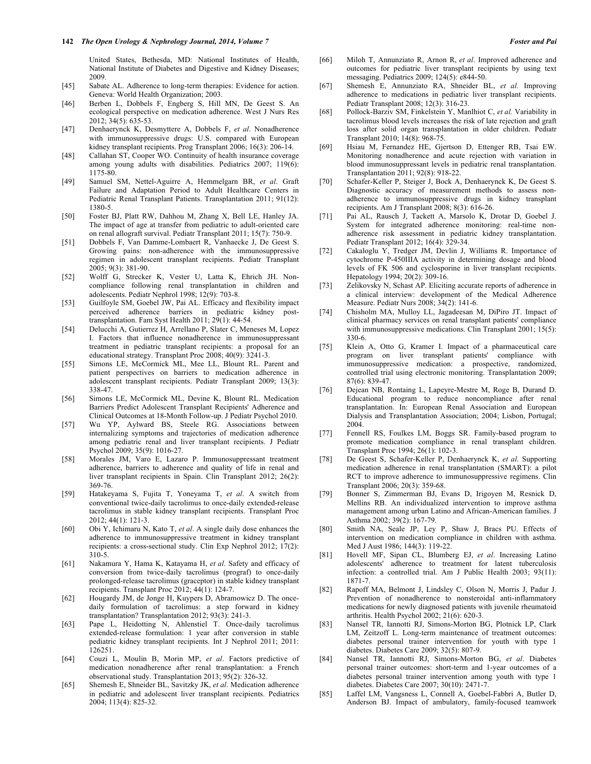United States, Bethesda, MD: National Institutes of Health, National Institute of Diabetes and Digestive and Kidney Diseases; 2009.

[45] Sabate AL. Adherence to long-term therapies: Evidence for action. Geneva: World Health Organization; 2003.

[46] Berben L, Dobbels F, Engberg S, Hill MN, De Geest S. An ecological perspective on medication adherence. West J Nurs Res 2012; 34(5): 635-53.

[47] Denhaerynck K, Desmyttere A, Dobbels F, *et al*. Nonadherence with immunosuppressive drugs: U.S. compared with European kidney transplant recipients. Prog Transplant 2006; 16(3): 206-14.

[48] Callahan ST, Cooper WO. Continuity of health insurance coverage among young adults with disabilities. Pediatrics 2007; 119(6): 1175-80.

[49] Samuel SM, Nettel-Aguirre A, Hemmelgarn BR, *et al*. Graft Failure and Adaptation Period to Adult Healthcare Centers in Pediatric Renal Transplant Patients. Transplantation 2011; 91(12): 1380-5.

[50] Foster BJ, Platt RW, Dahhou M, Zhang X, Bell LE, Hanley JA. The impact of age at transfer from pediatric to adult-oriented care on renal allograft survival. Pediatr Transplant 2011; 15(7): 750-9.

[51] Dobbels F, Van Damme-Lombaert R, Vanhaecke J, De Geest S. Growing pains: non-adherence with the immunosuppressive regimen in adolescent transplant recipients. Pediatr Transplant 2005; 9(3): 381-90.

[52] Wolff G, Strecker K, Vester U, Latta K, Ehrich JH. Non-compliance following renal transplantation in children and adolescents. Pediatr Nephrol 1998; 12(9): 703-8.

[53] Guilfoyle SM, Goebel JW, Pai AL. Efficacy and flexibility impact perceived adherence barriers in pediatric kidney post-transplantation. Fam Syst Health 2011; 29(1): 44-54.

[54] Delucchi A, Gutierrez H, Arrellano P, Slater C, Meneses M, Lopez I. Factors that influence nonadherence in immunosuppressant treatment in pediatric transplant recipients: a proposal for an educational strategy. Transplant Proc 2008; 40(9): 3241-3.

[55] Simons LE, McCormick ML, Mee LL, Blount RL. Parent and patient perspectives on barriers to medication adherence in adolescent transplant recipients. Pediatr Transplant 2009; 13(3): 338-47.

[56] Simons LE, McCormick ML, Devine K, Blount RL. Medication Barriers Predict Adolescent Transplant Recipients' Adherence and Clinical Outcomes at 18-Month Follow-up. J Pediatr Psychol 2010.

[57] Wu YP, Aylward BS, Steele RG. Associations between internalizing symptoms and trajectories of medication adherence among pediatric renal and liver transplant recipients. J Pediatr Psychol 2009; 35(9): 1016-27.

[58] Morales JM, Varo E, Lazaro P. Immunosuppressant treatment adherence, barriers to adherence and quality of life in renal and liver transplant recipients in Spain. Clin Transplant 2012; 26(2): 369-76.

[59] Hatakeyama S, Fujita T, Yoneyama T, *et al*. A switch from conventional twice-daily tacrolimus to once-daily extended-release tacrolimus in stable kidney transplant recipients. Transplant Proc 2012; 44(1): 121-3.

[60] Obi Y, Ichimaru N, Kato T, *et al*. A single daily dose enhances the adherence to immunosuppressive treatment in kidney transplant recipients: a cross-sectional study. Clin Exp Nephrol 2012; 17(2): 310-5.

[61] Nakamura Y, Hama K, Katayama H, *et al*. Safety and efficacy of conversion from twice-daily tacrolimus (prograf) to once-daily prolonged-release tacrolimus (graceptor) in stable kidney transplant recipients. Transplant Proc 2012; 44(1): 124-7.

[62] Hougardy JM, de Jonge H, Kuypers D, Abramowicz D. The once-daily formulation of tacrolimus: a step forward in kidney transplantation? Transplantation 2012; 93(3): 241-3.

[63] Pape L, Heidotting N, Ahlenstiel T. Once-daily tacrolimus extended-release formulation: 1 year after conversion in stable pediatric kidney transplant recipients. Int J Nephrol 2011; 2011: 126251.

[64] Couzi L, Moulin B, Morin MP, *et al*. Factors predictive of medication nonadherence after renal transplantation: a French observational study. Transplantation 2013; 95(2): 326-32.

[65] Shemesh E, Shneider BL, Savitzky JK, *et al*. Medication adherence in pediatric and adolescent liver transplant recipients. Pediatrics 2004; 113(4): 825-32.

[66] Miloh T, Annunziato R, Arnon R, *et al*. Improved adherence and outcomes for pediatric liver transplant recipients by using text messaging. Pediatrics 2009; 124(5): e844-50.

[67] Shemesh E, Annunziato RA, Shneider BL, *et al.* Improving adherence to medications in pediatric liver transplant recipients. Pediatr Transplant 2008; 12(3): 316-23.

[68] Pollock-Barziv SM, Finkelstein Y, Manlhiot C, *et al.* Variability in tacrolimus blood levels increases the risk of late rejection and graft loss after solid organ transplantation in older children. Pediatr Transplant 2010; 14(8): 968-75.

[69] Hsiau M, Fernandez HE, Gjertson D, Ettenger RB, Tsai EW. Monitoring nonadherence and acute rejection with variation in blood immunosuppressant levels in pediatric renal transplantation. Transplantation 2011; 92(8): 918-22.

[70] Schafer-Keller P, Steiger J, Bock A, Denhaerynck K, De Geest S. Diagnostic accuracy of measurement methods to assess non-adherence to immunosuppressive drugs in kidney transplant recipients. Am J Transplant 2008; 8(3): 616-26.

[71] Pai AL, Rausch J, Tackett A, Marsolo K, Drotar D, Goebel J. System for integrated adherence monitoring: real-time non-adherence risk assessment in pediatric kidney transplantation. Pediatr Transplant 2012; 16(4): 329-34.

[72] Cakaloglu Y, Tredger JM, Devlin J, Williams R. Importance of cytochrome P-450IIIA activity in determining dosage and blood levels of FK 506 and cyclosporine in liver transplant recipients. Hepatology 1994; 20(2): 309-16.

[73] Zelikovsky N, Schast AP. Eliciting accurate reports of adherence in a clinical interview: development of the Medical Adherence Measure. Pediatr Nurs 2008; 34(2): 141-6.

[74] Chisholm MA, Mulloy LL, Jagadeesan M, DiPiro JT. Impact of clinical pharmacy services on renal transplant patients' compliance with immunosuppressive medications. Clin Transplant 2001; 15(5): 330-6.

[75] Klein A, Otto G, Kramer I. Impact of a pharmaceutical care program on liver transplant patients' compliance with immunosuppressive medication: a prospective, randomized, controlled trial using electronic monitoring. Transplantation 2009; 87(6): 839-47.

[76] Dejean NB, Rontaing L, Lapeyre-Mestre M, Roge B, Durand D. Educational program to reduce noncompliance after renal transplantation. In: European Renal Association and European Dialysis and Transplantation Association; 2004; Lisbon, Portugal; 2004.

[77] Fennell RS, Foulkes LM, Boggs SR. Family-based program to promote medication compliance in renal transplant children. Transplant Proc 1994; 26(1): 102-3.

[78] De Geest S, Schafer-Keller P, Denhaerynck K, *et al*. Supporting medication adherence in renal transplantation (SMART): a pilot RCT to improve adherence to immunosuppressive regimens. Clin Transplant 2006; 20(3): 359-68.

[79] Bonner S, Zimmerman BJ, Evans D, Irigoyen M, Resnick D, Mellins RB. An individualized intervention to improve asthma management among urban Latino and African-American families. J Asthma 2002; 39(2): 167-79.

[80] Smith NA, Seale JP, Ley P, Shaw J, Bracs PU. Effects of intervention on medication compliance in children with asthma. Med J Aust 1986; 144(3): 119-22.

[81] Hovell MF, Sipan CL, Blumberg EJ, *et al*. Increasing Latino adolescents' adherence to treatment for latent tuberculosis infection: a controlled trial. Am J Public Health 2003; 93(11): 1871-7.

[82] Rapoff MA, Belmont J, Lindsley C, Olson N, Morris J, Padur J. Prevention of nonadherence to nonsteroidal anti-inflammatory medications for newly diagnosed patients with juvenile rheumatoid arthritis. Health Psychol 2002; 21(6): 620-3.

[83] Nansel TR, Iannotti RJ, Simons-Morton BG, Plotnick LP, Clark LM, Zeitzoff L. Long-term maintenance of treatment outcomes: diabetes personal trainer intervention for youth with type 1 diabetes. Diabetes Care 2009; 32(5): 807-9.

[84] Nansel TR, Iannotti RJ, Simons-Morton BG, *et al*. Diabetes personal trainer outcomes: short-term and 1-year outcomes of a diabetes personal trainer intervention among youth with type 1 diabetes. Diabetes Care 2007; 30(10): 2471-7.

[85] Laffel LM, Vangsness L, Connell A, Goebel-Fabbri A, Butler D, Anderson BJ. Impact of ambulatory, family-focused teamwork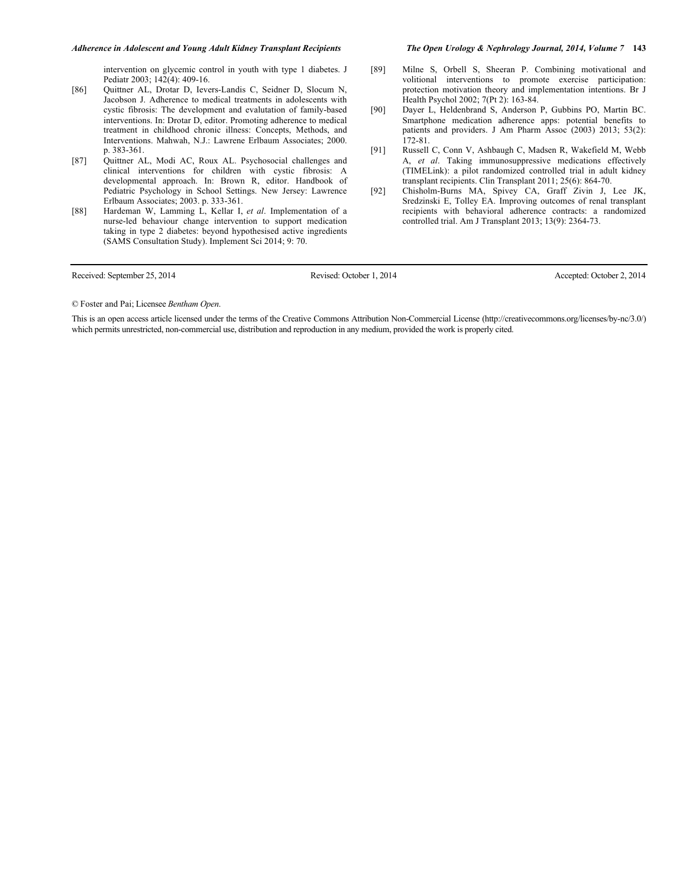intervention on glycemic control in youth with type 1 diabetes. J Pediatr 2003; 142(4): 409-16.

[86] Quittner AL, Drotar D, Ievers-Landis C, Seidner D, Slocum N, Jacobson J. Adherence to medical treatments in adolescents with cystic fibrosis: The development and evalutation of family-based interventions. In: Drotar D, editor. Promoting adherence to medical treatment in childhood chronic illness: Concepts, Methods, and Interventions. Mahwah, N.J.: Lawrene Erlbaum Associates; 2000. p. 383-361.

[87] Quittner AL, Modi AC, Roux AL. Psychosocial challenges and clinical interventions for children with cystic fibrosis: A developmental approach. In: Brown R, editor. Handbook of Pediatric Psychology in School Settings. New Jersey: Lawrence Erlbaum Associates; 2003. p. 333-361.

[88] Hardeman W, Lamming L, Kellar I, *et al*. Implementation of a nurse-led behaviour change intervention to support medication taking in type 2 diabetes: beyond hypothesised active ingredients (SAMS Consultation Study). Implement Sci 2014; 9: 70.

[89] Milne S, Orbell S, Sheeran P. Combining motivational and volitional interventions to promote exercise participation: protection motivation theory and implementation intentions. Br J Health Psychol 2002; 7(Pt 2): 163-84.

[90] Dayer L, Heldenbrand S, Anderson P, Gubbins PO, Martin BC. Smartphone medication adherence apps: potential benefits to patients and providers. J Am Pharm Assoc (2003) 2013; 53(2): 172-81.

[91] Russell C, Conn V, Ashbaugh C, Madsen R, Wakefield M, Webb A, *et al*. Taking immunosuppressive medications effectively (TIMELink): a pilot randomized controlled trial in adult kidney transplant recipients. Clin Transplant 2011; 25(6): 864-70.

[92] Chisholm-Burns MA, Spivey CA, Graff Zivin J, Lee JK, Sredzinski E, Tolley EA. Improving outcomes of renal transplant recipients with behavioral adherence contracts: a randomized controlled trial. Am J Transplant 2013; 13(9): 2364-73.

Received: September 25, 2014 Revised: October 1, 2014 Accepted: October 2, 2014

© Foster and Pai; Licensee *Bentham Open*.

This is an open access article licensed under the terms of the Creative Commons Attribution Non-Commercial License (http://creativecommons.org/licenses/by-nc/3.0/) which permits unrestricted, non-commercial use, distribution and reproduction in any medium, provided the work is properly cited.